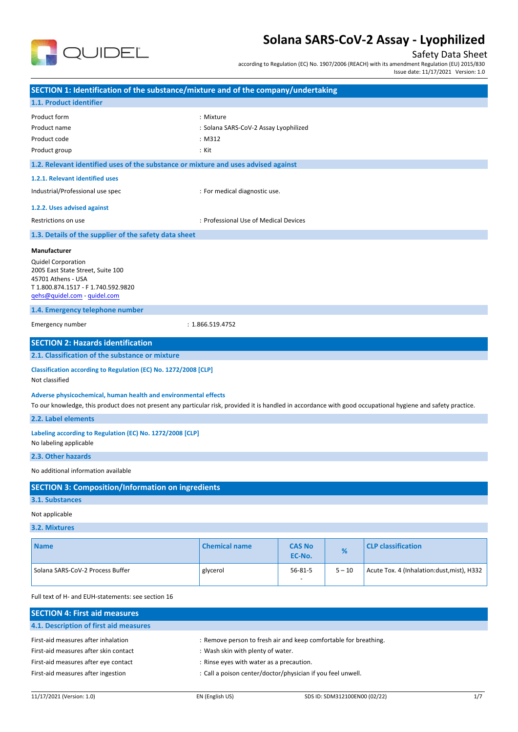# Solana SARS-CoV-2 Assay - Lyophilized

Safety Data Sheet

according to Regulation (EC) No. 1907/2006 (REACH) with its amendment Regulation (EU) 2015/830

Issue date: 11/17/2021 Version: 1.0

## SECTION 1: Identification of the substance/mixture and of the company/undertaking

### 1.1. Product identifier

Product form : Mixture

Product name : Solana SARS-CoV-2 Assay Lyophilized

Product code : M312

Product group : Kit

### 1.2. Relevant identified uses of the substance or mixture and uses advised against

#### 1.2.1. Relevant identified uses

Industrial/Professional use spec : For medical diagnostic use.

#### 1.2.2. Uses advised against

Restrictions on use : Professional Use of Medical Devices

### 1.3. Details of the supplier of the safety data sheet

**Manufacturer**

Quidel Corporation
2005 East State Street, Suite 100
45701 Athens - USA
T 1.800.874.1517 - F 1.740.592.9820
qehs@quidel.com - quidel.com

### 1.4. Emergency telephone number

Emergency number : 1.866.519.4752

## SECTION 2: Hazards identification

### 2.1. Classification of the substance or mixture

**Classification according to Regulation (EC) No. 1272/2008 [CLP]**

Not classified

**Adverse physicochemical, human health and environmental effects**

To our knowledge, this product does not present any particular risk, provided it is handled in accordance with good occupational hygiene and safety practice.

### 2.2. Label elements

**Labeling according to Regulation (EC) No. 1272/2008 [CLP]**

No labeling applicable

### 2.3. Other hazards

No additional information available

## SECTION 3: Composition/Information on ingredients

### 3.1. Substances

Not applicable

### 3.2. Mixtures

| Name | Chemical name | CAS No EC-No. | % | CLP classification |
|---|---|---|---|---|
| Solana SARS-CoV-2 Process Buffer | glycerol | 56-81-5 - | 5 – 10 | Acute Tox. 4 (Inhalation:dust,mist), H332 |

Full text of H- and EUH-statements: see section 16

## SECTION 4: First aid measures

### 4.1. Description of first aid measures

First-aid measures after inhalation : Remove person to fresh air and keep comfortable for breathing.

First-aid measures after skin contact : Wash skin with plenty of water.

First-aid measures after eye contact : Rinse eyes with water as a precaution.

First-aid measures after ingestion : Call a poison center/doctor/physician if you feel unwell.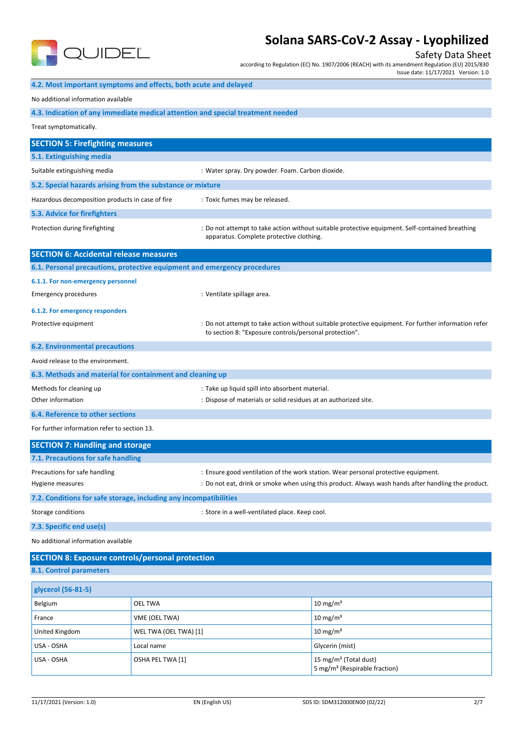### 4.2. Most important symptoms and effects, both acute and delayed

No additional information available

### 4.3. Indication of any immediate medical attention and special treatment needed

Treat symptomatically.

## SECTION 5: Firefighting measures

### 5.1. Extinguishing media

Suitable extinguishing media : Water spray. Dry powder. Foam. Carbon dioxide.

### 5.2. Special hazards arising from the substance or mixture

Hazardous decomposition products in case of fire : Toxic fumes may be released.

### 5.3. Advice for firefighters

Protection during firefighting : Do not attempt to take action without suitable protective equipment. Self-contained breathing apparatus. Complete protective clothing.

## SECTION 6: Accidental release measures

### 6.1. Personal precautions, protective equipment and emergency procedures

#### 6.1.1. For non-emergency personnel

Emergency procedures : Ventilate spillage area.

#### 6.1.2. For emergency responders

Protective equipment : Do not attempt to take action without suitable protective equipment. For further information refer to section 8: "Exposure controls/personal protection".

### 6.2. Environmental precautions

Avoid release to the environment.

### 6.3. Methods and material for containment and cleaning up

Methods for cleaning up : Take up liquid spill into absorbent material.

Other information : Dispose of materials or solid residues at an authorized site.

### 6.4. Reference to other sections

For further information refer to section 13.

## SECTION 7: Handling and storage

### 7.1. Precautions for safe handling

Precautions for safe handling : Ensure good ventilation of the work station. Wear personal protective equipment.

Hygiene measures : Do not eat, drink or smoke when using this product. Always wash hands after handling the product.

### 7.2. Conditions for safe storage, including any incompatibilities

Storage conditions : Store in a well-ventilated place. Keep cool.

### 7.3. Specific end use(s)

No additional information available

## SECTION 8: Exposure controls/personal protection

### 8.1. Control parameters

| glycerol (56-81-5) | | |
|---|---|---|
| Belgium | OEL TWA | 10 mg/m³ |
| France | VME (OEL TWA) | 10 mg/m³ |
| United Kingdom | WEL TWA (OEL TWA) [1] | 10 mg/m³ |
| USA - OSHA | Local name | Glycerin (mist) |
| USA - OSHA | OSHA PEL TWA [1] | 15 mg/m³ (Total dust)<br>5 mg/m³ (Respirable fraction) |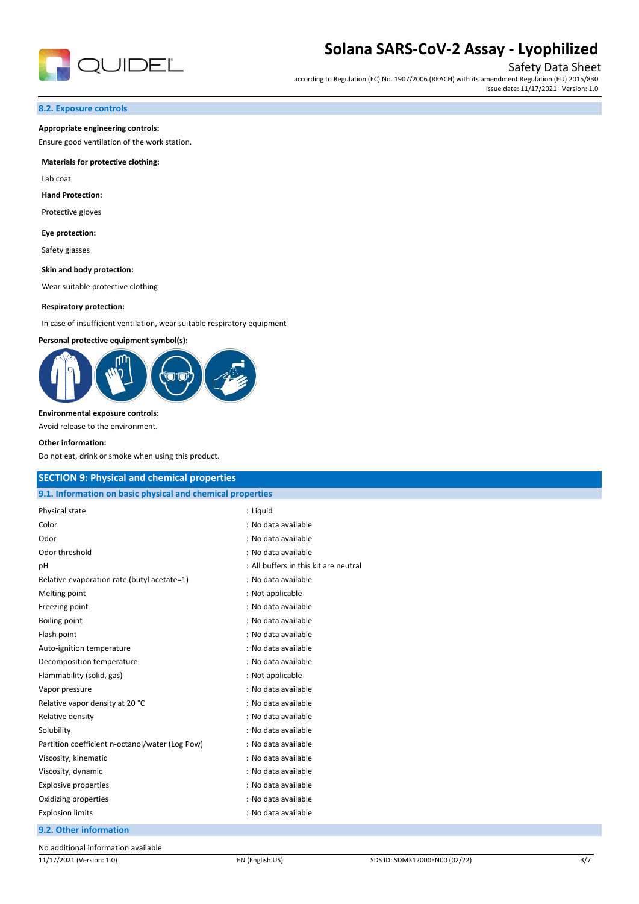### 8.2. Exposure controls

**Appropriate engineering controls:**

Ensure good ventilation of the work station.

**Materials for protective clothing:**

Lab coat

**Hand Protection:**

Protective gloves

**Eye protection:**

Safety glasses

**Skin and body protection:**

Wear suitable protective clothing

**Respiratory protection:**

In case of insufficient ventilation, wear suitable respiratory equipment

**Personal protective equipment symbol(s):**

**Environmental exposure controls:**

Avoid release to the environment.

**Other information:**

Do not eat, drink or smoke when using this product.

## SECTION 9: Physical and chemical properties

### 9.1. Information on basic physical and chemical properties

| Property | Value |
|---|---|
| Physical state | : Liquid |
| Color | : No data available |
| Odor | : No data available |
| Odor threshold | : No data available |
| pH | : All buffers in this kit are neutral |
| Relative evaporation rate (butyl acetate=1) | : No data available |
| Melting point | : Not applicable |
| Freezing point | : No data available |
| Boiling point | : No data available |
| Flash point | : No data available |
| Auto-ignition temperature | : No data available |
| Decomposition temperature | : No data available |
| Flammability (solid, gas) | : Not applicable |
| Vapor pressure | : No data available |
| Relative vapor density at 20 °C | : No data available |
| Relative density | : No data available |
| Solubility | : No data available |
| Partition coefficient n-octanol/water (Log Pow) | : No data available |
| Viscosity, kinematic | : No data available |
| Viscosity, dynamic | : No data available |
| Explosive properties | : No data available |
| Oxidizing properties | : No data available |
| Explosion limits | : No data available |

### 9.2. Other information

No additional information available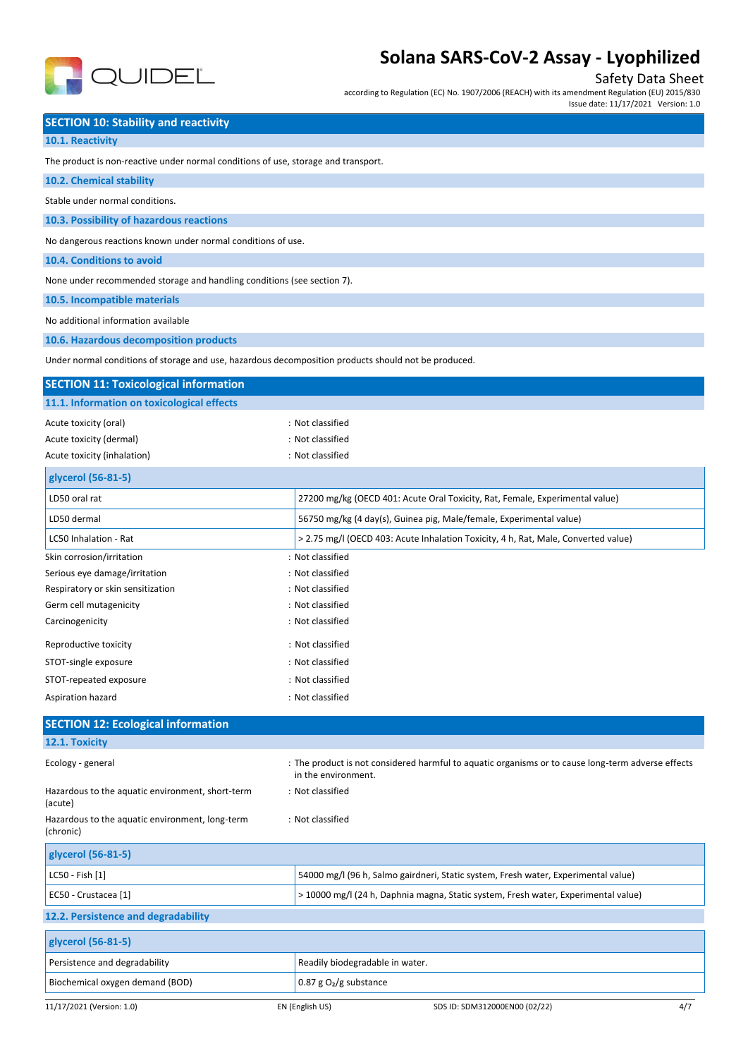## SECTION 10: Stability and reactivity

### 10.1. Reactivity

The product is non-reactive under normal conditions of use, storage and transport.

### 10.2. Chemical stability

Stable under normal conditions.

### 10.3. Possibility of hazardous reactions

No dangerous reactions known under normal conditions of use.

### 10.4. Conditions to avoid

None under recommended storage and handling conditions (see section 7).

### 10.5. Incompatible materials

No additional information available

### 10.6. Hazardous decomposition products

Under normal conditions of storage and use, hazardous decomposition products should not be produced.

## SECTION 11: Toxicological information

### 11.1. Information on toxicological effects

Acute toxicity (oral) : Not classified

Acute toxicity (dermal) : Not classified

Acute toxicity (inhalation) : Not classified

| glycerol (56-81-5) | |
|---|---|
| LD50 oral rat | 27200 mg/kg (OECD 401: Acute Oral Toxicity, Rat, Female, Experimental value) |
| LD50 dermal | 56750 mg/kg (4 day(s), Guinea pig, Male/female, Experimental value) |
| LC50 Inhalation - Rat | > 2.75 mg/l (OECD 403: Acute Inhalation Toxicity, 4 h, Rat, Male, Converted value) |

Skin corrosion/irritation : Not classified

Serious eye damage/irritation : Not classified

Respiratory or skin sensitization : Not classified

Germ cell mutagenicity : Not classified

Carcinogenicity : Not classified

Reproductive toxicity : Not classified

STOT-single exposure : Not classified

STOT-repeated exposure : Not classified

Aspiration hazard : Not classified

## SECTION 12: Ecological information

### 12.1. Toxicity

Ecology - general : The product is not considered harmful to aquatic organisms or to cause long-term adverse effects in the environment.

Hazardous to the aquatic environment, short-term (acute) : Not classified

Hazardous to the aquatic environment, long-term (chronic) : Not classified

| glycerol (56-81-5) | |
|---|---|
| LC50 - Fish [1] | 54000 mg/l (96 h, Salmo gairdneri, Static system, Fresh water, Experimental value) |
| EC50 - Crustacea [1] | > 10000 mg/l (24 h, Daphnia magna, Static system, Fresh water, Experimental value) |

### 12.2. Persistence and degradability

| glycerol (56-81-5) | |
|---|---|
| Persistence and degradability | Readily biodegradable in water. |
| Biochemical oxygen demand (BOD) | 0.87 g $O_2$/g substance |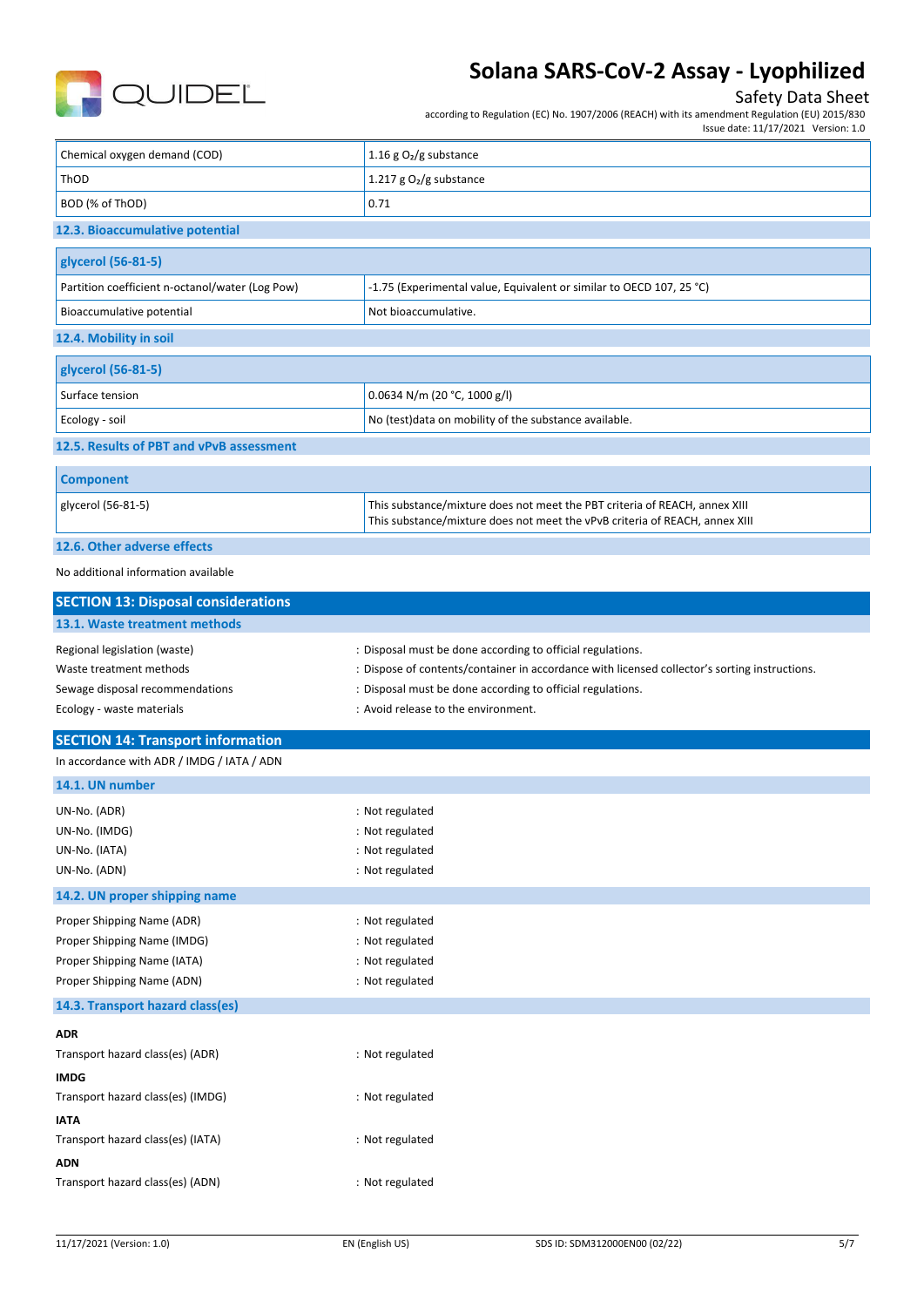| Chemical oxygen demand (COD) | 1.16 g $O_2$/g substance |
| --- | --- |
| ThOD | 1.217 g $O_2$/g substance |
| BOD (% of ThOD) | 0.71 |

### 12.3. Bioaccumulative potential

| glycerol (56-81-5) | |
| --- | --- |
| Partition coefficient n-octanol/water (Log Pow) | -1.75 (Experimental value, Equivalent or similar to OECD 107, 25 °C) |
| Bioaccumulative potential | Not bioaccumulative. |

### 12.4. Mobility in soil

| glycerol (56-81-5) | |
| --- | --- |
| Surface tension | 0.0634 N/m (20 °C, 1000 g/l) |
| Ecology - soil | No (test)data on mobility of the substance available. |

### 12.5. Results of PBT and vPvB assessment

| Component | |
| --- | --- |
| glycerol (56-81-5) | This substance/mixture does not meet the PBT criteria of REACH, annex XIII<br>This substance/mixture does not meet the vPvB criteria of REACH, annex XIII |

### 12.6. Other adverse effects

No additional information available

## SECTION 13: Disposal considerations

### 13.1. Waste treatment methods

Regional legislation (waste) : Disposal must be done according to official regulations.

Waste treatment methods : Dispose of contents/container in accordance with licensed collector's sorting instructions.

Sewage disposal recommendations : Disposal must be done according to official regulations.

Ecology - waste materials : Avoid release to the environment.

## SECTION 14: Transport information

In accordance with ADR / IMDG / IATA / ADN

### 14.1. UN number

UN-No. (ADR) : Not regulated

UN-No. (IMDG) : Not regulated

UN-No. (IATA) : Not regulated

UN-No. (ADN) : Not regulated

### 14.2. UN proper shipping name

Proper Shipping Name (ADR) : Not regulated

Proper Shipping Name (IMDG) : Not regulated

Proper Shipping Name (IATA) : Not regulated

Proper Shipping Name (ADN) : Not regulated

### 14.3. Transport hazard class(es)

**ADR**

Transport hazard class(es) (ADR) : Not regulated

**IMDG**

Transport hazard class(es) (IMDG) : Not regulated

**IATA**

Transport hazard class(es) (IATA) : Not regulated

**ADN**

Transport hazard class(es) (ADN) : Not regulated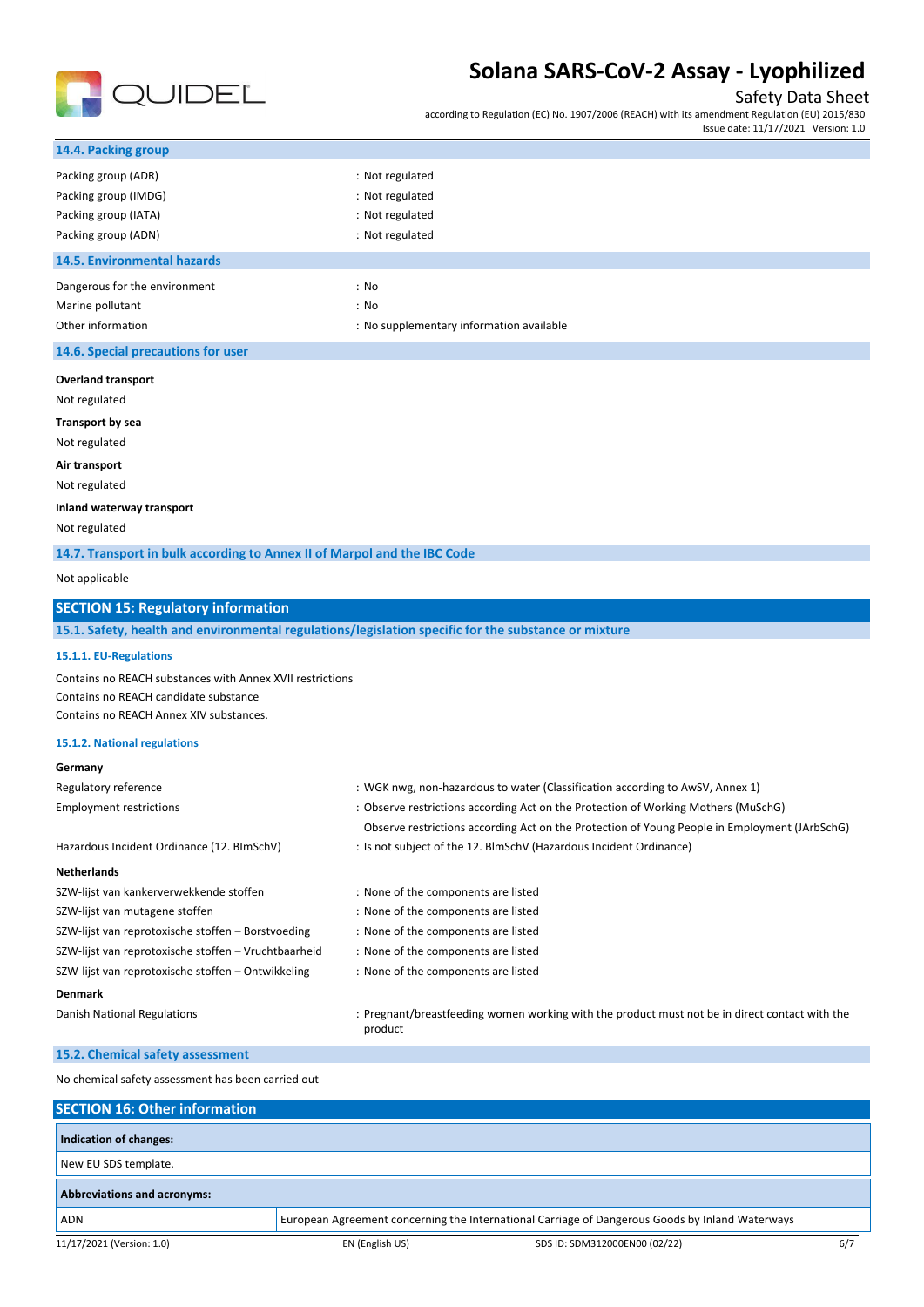### 14.4. Packing group

| | |
|---|---|
| Packing group (ADR) | : Not regulated |
| Packing group (IMDG) | : Not regulated |
| Packing group (IATA) | : Not regulated |
| Packing group (ADN) | : Not regulated |

### 14.5. Environmental hazards

| | |
|---|---|
| Dangerous for the environment | : No |
| Marine pollutant | : No |
| Other information | : No supplementary information available |

### 14.6. Special precautions for user

**Overland transport**

Not regulated

**Transport by sea**

Not regulated

**Air transport**

Not regulated

**Inland waterway transport**

Not regulated

### 14.7. Transport in bulk according to Annex II of Marpol and the IBC Code

Not applicable

## SECTION 15: Regulatory information

### 15.1. Safety, health and environmental regulations/legislation specific for the substance or mixture

#### 15.1.1. EU-Regulations

Contains no REACH substances with Annex XVII restrictions
Contains no REACH candidate substance
Contains no REACH Annex XIV substances.

#### 15.1.2. National regulations

**Germany**

| | |
|---|---|
| Regulatory reference | : WGK nwg, non-hazardous to water (Classification according to AwSV, Annex 1) |
| Employment restrictions | : Observe restrictions according Act on the Protection of Working Mothers (MuSchG)<br>Observe restrictions according Act on the Protection of Young People in Employment (JArbSchG) |
| Hazardous Incident Ordinance (12. BImSchV) | : Is not subject of the 12. BlmSchV (Hazardous Incident Ordinance) |

**Netherlands**

| | |
|---|---|
| SZW-lijst van kankerverwekkende stoffen | : None of the components are listed |
| SZW-lijst van mutagene stoffen | : None of the components are listed |
| SZW-lijst van reprotoxische stoffen – Borstvoeding | : None of the components are listed |
| SZW-lijst van reprotoxische stoffen – Vruchtbaarheid | : None of the components are listed |
| SZW-lijst van reprotoxische stoffen – Ontwikkeling | : None of the components are listed |

**Denmark**

| | |
|---|---|
| Danish National Regulations | : Pregnant/breastfeeding women working with the product must not be in direct contact with the product |

### 15.2. Chemical safety assessment

No chemical safety assessment has been carried out

## SECTION 16: Other information

| **Indication of changes:** | |
|---|---|
| New EU SDS template. | |

| **Abbreviations and acronyms:** | |
|---|---|
| ADN | European Agreement concerning the International Carriage of Dangerous Goods by Inland Waterways |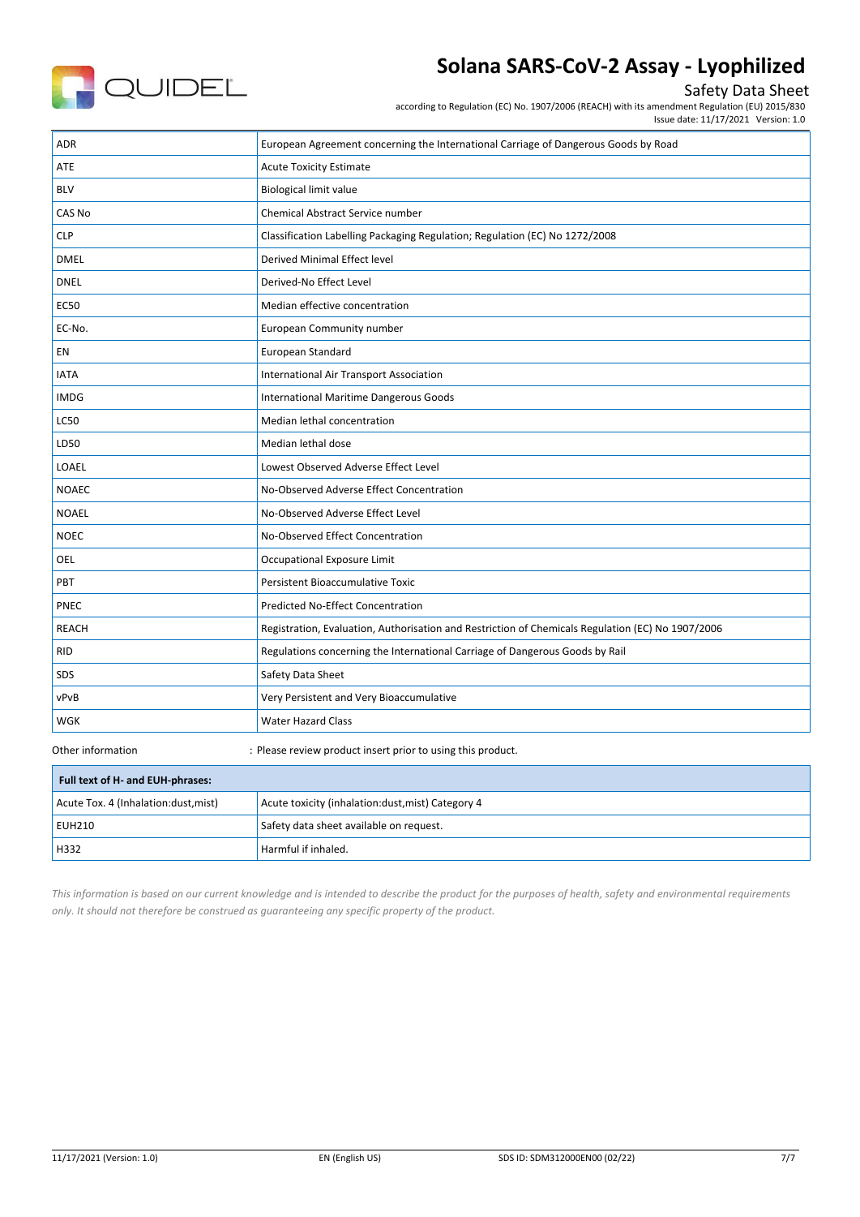| | |
|---|---|
| ADR | European Agreement concerning the International Carriage of Dangerous Goods by Road |
| ATE | Acute Toxicity Estimate |
| BLV | Biological limit value |
| CAS No | Chemical Abstract Service number |
| CLP | Classification Labelling Packaging Regulation; Regulation (EC) No 1272/2008 |
| DMEL | Derived Minimal Effect level |
| DNEL | Derived-No Effect Level |
| EC50 | Median effective concentration |
| EC-No. | European Community number |
| EN | European Standard |
| IATA | International Air Transport Association |
| IMDG | International Maritime Dangerous Goods |
| LC50 | Median lethal concentration |
| LD50 | Median lethal dose |
| LOAEL | Lowest Observed Adverse Effect Level |
| NOAEC | No-Observed Adverse Effect Concentration |
| NOAEL | No-Observed Adverse Effect Level |
| NOEC | No-Observed Effect Concentration |
| OEL | Occupational Exposure Limit |
| PBT | Persistent Bioaccumulative Toxic |
| PNEC | Predicted No-Effect Concentration |
| REACH | Registration, Evaluation, Authorisation and Restriction of Chemicals Regulation (EC) No 1907/2006 |
| RID | Regulations concerning the International Carriage of Dangerous Goods by Rail |
| SDS | Safety Data Sheet |
| vPvB | Very Persistent and Very Bioaccumulative |
| WGK | Water Hazard Class |

Other information : Please review product insert prior to using this product.

| **Full text of H- and EUH-phrases:** | |
|---|---|
| Acute Tox. 4 (Inhalation:dust,mist) | Acute toxicity (inhalation:dust,mist) Category 4 |
| EUH210 | Safety data sheet available on request. |
| H332 | Harmful if inhaled. |

*This information is based on our current knowledge and is intended to describe the product for the purposes of health, safety and environmental requirements only. It should not therefore be construed as guaranteeing any specific property of the product.*